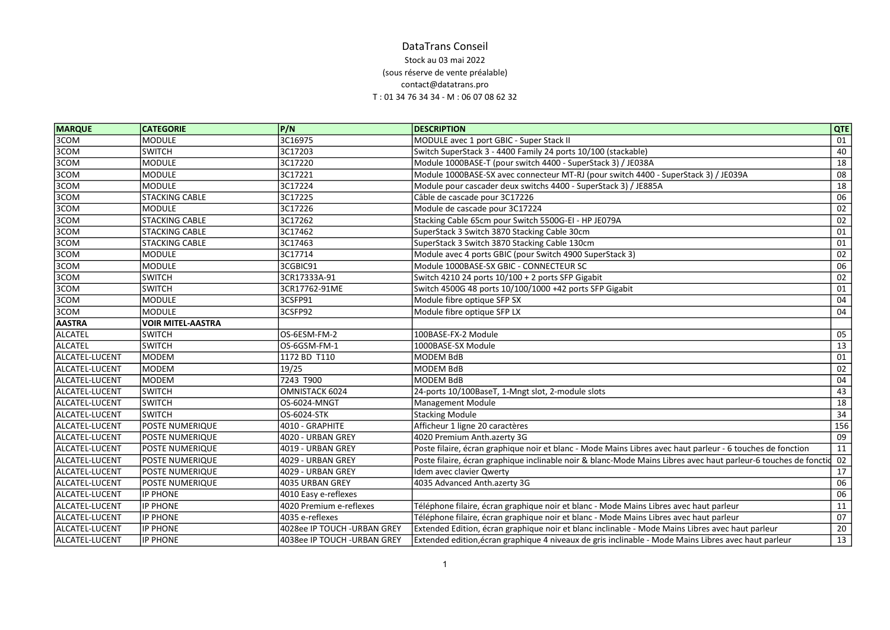# DataTrans Conseil

Stock au 03 mai 2022

(sous réserve de vente préalable)

contact@datatrans.pro

T : 01 34 76 34 34 - M : 06 07 08 62 32

| MARQUE | CATEGORIE | P/N | DESCRIPTION | QTE |
|---|---|---|---|---|
| 3COM | MODULE | 3C16975 | MODULE avec 1 port GBIC - Super Stack II | 01 |
| 3COM | SWITCH | 3C17203 | Switch SuperStack 3 - 4400 Family 24 ports 10/100 (stackable) | 40 |
| 3COM | MODULE | 3C17220 | Module 1000BASE-T (pour switch 4400 - SuperStack 3) / JE038A | 18 |
| 3COM | MODULE | 3C17221 | Module 1000BASE-SX avec connecteur MT-RJ (pour switch 4400 - SuperStack 3) / JE039A | 08 |
| 3COM | MODULE | 3C17224 | Module pour cascader deux switchs 4400 - SuperStack 3) / JE885A | 18 |
| 3COM | STACKING CABLE | 3C17225 | Câble de cascade pour 3C17226 | 06 |
| 3COM | MODULE | 3C17226 | Module de cascade pour 3C17224 | 02 |
| 3COM | STACKING CABLE | 3C17262 | Stacking Cable 65cm pour Switch 5500G-EI - HP JE079A | 02 |
| 3COM | STACKING CABLE | 3C17462 | SuperStack 3 Switch 3870 Stacking Cable 30cm | 01 |
| 3COM | STACKING CABLE | 3C17463 | SuperStack 3 Switch 3870 Stacking Cable 130cm | 01 |
| 3COM | MODULE | 3C17714 | Module avec 4 ports GBIC (pour Switch 4900 SuperStack 3) | 02 |
| 3COM | MODULE | 3CGBIC91 | Module 1000BASE-SX GBIC - CONNECTEUR SC | 06 |
| 3COM | SWITCH | 3CR17333A-91 | Switch 4210 24 ports 10/100 + 2 ports SFP Gigabit | 02 |
| 3COM | SWITCH | 3CR17762-91ME | Switch 4500G 48 ports 10/100/1000 +42 ports SFP Gigabit | 01 |
| 3COM | MODULE | 3CSFP91 | Module fibre optique SFP SX | 04 |
| 3COM | MODULE | 3CSFP92 | Module fibre optique SFP LX | 04 |
| **AASTRA** | **VOIR MITEL-AASTRA** | | | |
| ALCATEL | SWITCH | OS-6ESM-FM-2 | 100BASE-FX-2 Module | 05 |
| ALCATEL | SWITCH | OS-6GSM-FM-1 | 1000BASE-SX Module | 13 |
| ALCATEL-LUCENT | MODEM | 1172 BD T110 | MODEM BdB | 01 |
| ALCATEL-LUCENT | MODEM | 19/25 | MODEM BdB | 02 |
| ALCATEL-LUCENT | MODEM | 7243 T900 | MODEM BdB | 04 |
| ALCATEL-LUCENT | SWITCH | OMNISTACK 6024 | 24-ports 10/100BaseT, 1-Mngt slot, 2-module slots | 43 |
| ALCATEL-LUCENT | SWITCH | OS-6024-MNGT | Management Module | 18 |
| ALCATEL-LUCENT | SWITCH | OS-6024-STK | Stacking Module | 34 |
| ALCATEL-LUCENT | POSTE NUMERIQUE | 4010 - GRAPHITE | Afficheur 1 ligne 20 caractères | 156 |
| ALCATEL-LUCENT | POSTE NUMERIQUE | 4020 - URBAN GREY | 4020 Premium Anth.azerty 3G | 09 |
| ALCATEL-LUCENT | POSTE NUMERIQUE | 4019 - URBAN GREY | Poste filaire, écran graphique noir et blanc - Mode Mains Libres avec haut parleur - 6 touches de fonction | 11 |
| ALCATEL-LUCENT | POSTE NUMERIQUE | 4029 - URBAN GREY | Poste filaire, écran graphique inclinable noir & blanc-Mode Mains Libres avec haut parleur-6 touches de fonctio | 02 |
| ALCATEL-LUCENT | POSTE NUMERIQUE | 4029 - URBAN GREY | Idem avec clavier Qwerty | 17 |
| ALCATEL-LUCENT | POSTE NUMERIQUE | 4035 URBAN GREY | 4035 Advanced Anth.azerty 3G | 06 |
| ALCATEL-LUCENT | IP PHONE | 4010 Easy e-reflexes | | 06 |
| ALCATEL-LUCENT | IP PHONE | 4020 Premium e-reflexes | Téléphone filaire, écran graphique noir et blanc - Mode Mains Libres avec haut parleur | 11 |
| ALCATEL-LUCENT | IP PHONE | 4035 e-reflexes | Téléphone filaire, écran graphique noir et blanc - Mode Mains Libres avec haut parleur | 07 |
| ALCATEL-LUCENT | IP PHONE | 4028ee IP TOUCH -URBAN GREY | Extended Edition, écran graphique noir et blanc inclinable - Mode Mains Libres avec haut parleur | 20 |
| ALCATEL-LUCENT | IP PHONE | 4038ee IP TOUCH -URBAN GREY | Extended edition,écran graphique 4 niveaux de gris inclinable - Mode Mains Libres avec haut parleur | 13 |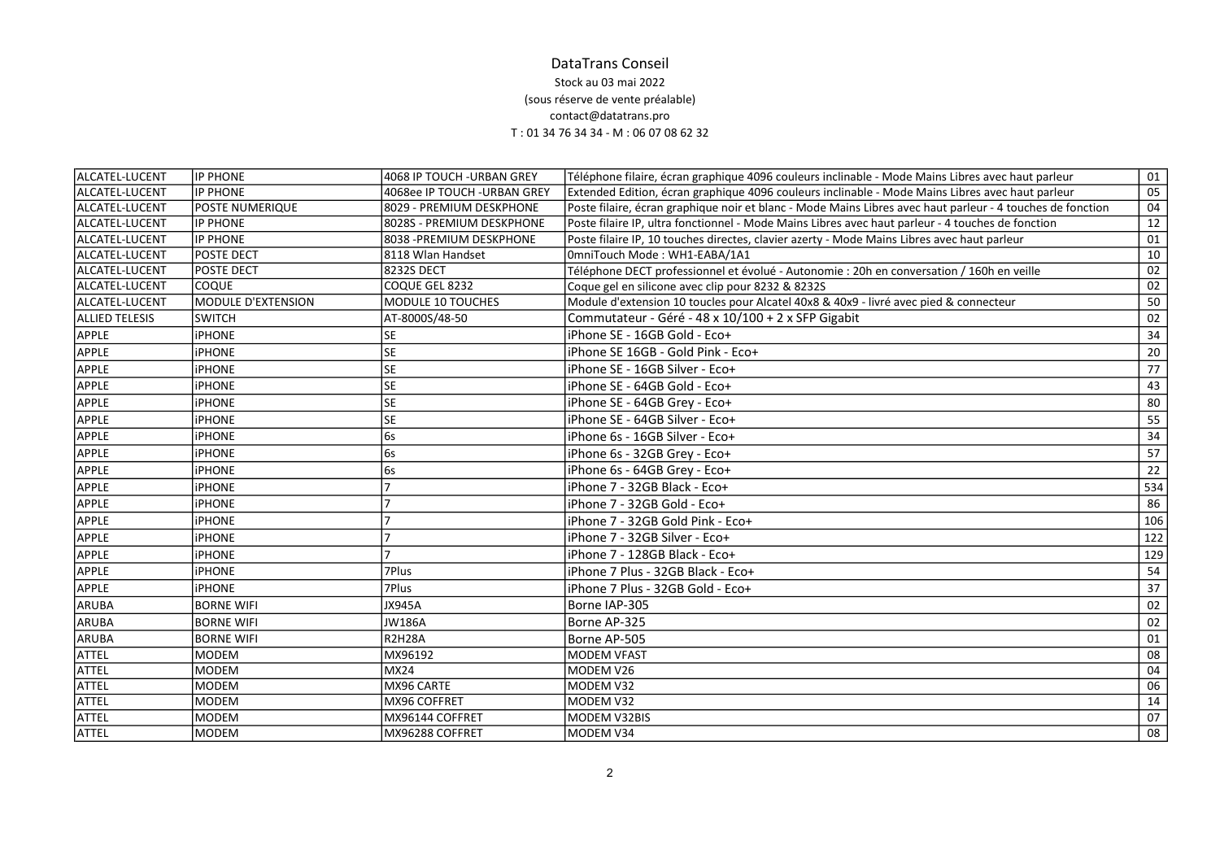DataTrans Conseil

Stock au 03 mai 2022

(sous réserve de vente préalable)

contact@datatrans.pro

T : 01 34 76 34 34 - M : 06 07 08 62 32

| | | | | |
|---|---|---|---|---|
| ALCATEL-LUCENT | IP PHONE | 4068 IP TOUCH -URBAN GREY | Téléphone filaire, écran graphique 4096 couleurs inclinable - Mode Mains Libres avec haut parleur | 01 |
| ALCATEL-LUCENT | IP PHONE | 4068ee IP TOUCH -URBAN GREY | Extended Edition, écran graphique 4096 couleurs inclinable - Mode Mains Libres avec haut parleur | 05 |
| ALCATEL-LUCENT | POSTE NUMERIQUE | 8029 - PREMIUM DESKPHONE | Poste filaire, écran graphique noir et blanc - Mode Mains Libres avec haut parleur - 4 touches de fonction | 04 |
| ALCATEL-LUCENT | IP PHONE | 8028S - PREMIUM DESKPHONE | Poste filaire IP, ultra fonctionnel - Mode Mains Libres avec haut parleur - 4 touches de fonction | 12 |
| ALCATEL-LUCENT | IP PHONE | 8038 -PREMIUM DESKPHONE | Poste filaire IP, 10 touches directes, clavier azerty - Mode Mains Libres avec haut parleur | 01 |
| ALCATEL-LUCENT | POSTE DECT | 8118 Wlan Handset | 0mniTouch Mode : WH1-EABA/1A1 | 10 |
| ALCATEL-LUCENT | POSTE DECT | 8232S DECT | Téléphone DECT professionnel et évolué - Autonomie : 20h en conversation / 160h en veille | 02 |
| ALCATEL-LUCENT | COQUE | COQUE GEL 8232 | Coque gel en silicone avec clip pour 8232 & 8232S | 02 |
| ALCATEL-LUCENT | MODULE D'EXTENSION | MODULE 10 TOUCHES | Module d'extension 10 toucles pour Alcatel 40x8 & 40x9 - livré avec pied & connecteur | 50 |
| ALLIED TELESIS | SWITCH | AT-8000S/48-50 | Commutateur - Géré - 48 x 10/100 + 2 x SFP Gigabit | 02 |
| APPLE | iPHONE | SE | iPhone SE - 16GB Gold - Eco+ | 34 |
| APPLE | iPHONE | SE | iPhone SE 16GB - Gold Pink - Eco+ | 20 |
| APPLE | iPHONE | SE | iPhone SE - 16GB Silver - Eco+ | 77 |
| APPLE | iPHONE | SE | iPhone SE - 64GB Gold - Eco+ | 43 |
| APPLE | iPHONE | SE | iPhone SE - 64GB Grey - Eco+ | 80 |
| APPLE | iPHONE | SE | iPhone SE - 64GB Silver - Eco+ | 55 |
| APPLE | iPHONE | 6s | iPhone 6s - 16GB Silver - Eco+ | 34 |
| APPLE | iPHONE | 6s | iPhone 6s - 32GB Grey - Eco+ | 57 |
| APPLE | iPHONE | 6s | iPhone 6s - 64GB Grey - Eco+ | 22 |
| APPLE | iPHONE | 7 | iPhone 7 - 32GB Black - Eco+ | 534 |
| APPLE | iPHONE | 7 | iPhone 7 - 32GB Gold - Eco+ | 86 |
| APPLE | iPHONE | 7 | iPhone 7 - 32GB Gold Pink - Eco+ | 106 |
| APPLE | iPHONE | 7 | iPhone 7 - 32GB Silver - Eco+ | 122 |
| APPLE | iPHONE | 7 | iPhone 7 - 128GB Black - Eco+ | 129 |
| APPLE | iPHONE | 7Plus | iPhone 7 Plus - 32GB Black - Eco+ | 54 |
| APPLE | iPHONE | 7Plus | iPhone 7 Plus - 32GB Gold - Eco+ | 37 |
| ARUBA | BORNE WIFI | JX945A | Borne IAP-305 | 02 |
| ARUBA | BORNE WIFI | JW186A | Borne AP-325 | 02 |
| ARUBA | BORNE WIFI | R2H28A | Borne AP-505 | 01 |
| ATTEL | MODEM | MX96192 | MODEM VFAST | 08 |
| ATTEL | MODEM | MX24 | MODEM V26 | 04 |
| ATTEL | MODEM | MX96 CARTE | MODEM V32 | 06 |
| ATTEL | MODEM | MX96 COFFRET | MODEM V32 | 14 |
| ATTEL | MODEM | MX96144 COFFRET | MODEM V32BIS | 07 |
| ATTEL | MODEM | MX96288 COFFRET | MODEM V34 | 08 |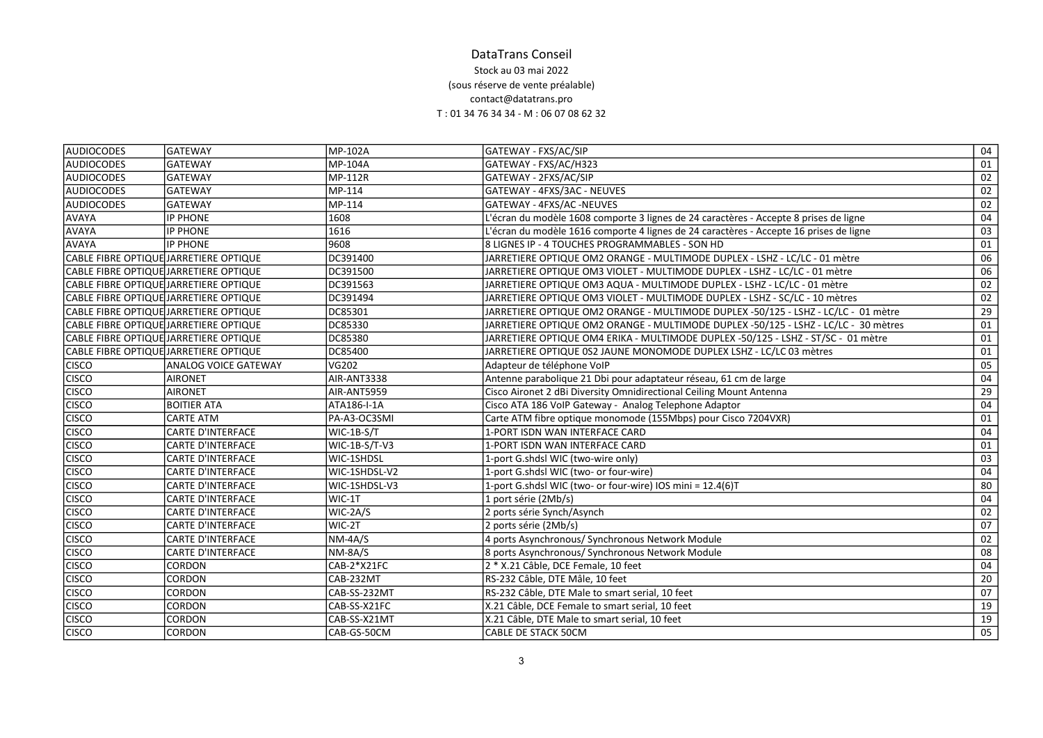# DataTrans Conseil

Stock au 03 mai 2022

(sous réserve de vente préalable)

contact@datatrans.pro

T : 01 34 76 34 34 - M : 06 07 08 62 32

| | | | | |
|---|---|---|---|---|
| AUDIOCODES | GATEWAY | MP-102A | GATEWAY - FXS/AC/SIP | 04 |
| AUDIOCODES | GATEWAY | MP-104A | GATEWAY - FXS/AC/H323 | 01 |
| AUDIOCODES | GATEWAY | MP-112R | GATEWAY - 2FXS/AC/SIP | 02 |
| AUDIOCODES | GATEWAY | MP-114 | GATEWAY - 4FXS/3AC - NEUVES | 02 |
| AUDIOCODES | GATEWAY | MP-114 | GATEWAY - 4FXS/AC -NEUVES | 02 |
| AVAYA | IP PHONE | 1608 | L'écran du modèle 1608 comporte 3 lignes de 24 caractères - Accepte 8 prises de ligne | 04 |
| AVAYA | IP PHONE | 1616 | L'écran du modèle 1616 comporte 4 lignes de 24 caractères - Accepte 16 prises de ligne | 03 |
| AVAYA | IP PHONE | 9608 | 8 LIGNES IP - 4 TOUCHES PROGRAMMABLES - SON HD | 01 |
| CABLE FIBRE OPTIQUE | JARRETIERE OPTIQUE | DC391400 | JARRETIERE OPTIQUE OM2 ORANGE - MULTIMODE DUPLEX - LSHZ - LC/LC - 01 mètre | 06 |
| CABLE FIBRE OPTIQUE | JARRETIERE OPTIQUE | DC391500 | JARRETIERE OPTIQUE OM3 VIOLET - MULTIMODE DUPLEX - LSHZ - LC/LC - 01 mètre | 06 |
| CABLE FIBRE OPTIQUE | JARRETIERE OPTIQUE | DC391563 | JARRETIERE OPTIQUE OM3 AQUA - MULTIMODE DUPLEX - LSHZ - LC/LC - 01 mètre | 02 |
| CABLE FIBRE OPTIQUE | JARRETIERE OPTIQUE | DC391494 | JARRETIERE OPTIQUE OM3 VIOLET - MULTIMODE DUPLEX - LSHZ - SC/LC - 10 mètres | 02 |
| CABLE FIBRE OPTIQUE | JARRETIERE OPTIQUE | DC85301 | JARRETIERE OPTIQUE OM2 ORANGE - MULTIMODE DUPLEX -50/125 - LSHZ - LC/LC - 01 mètre | 29 |
| CABLE FIBRE OPTIQUE | JARRETIERE OPTIQUE | DC85330 | JARRETIERE OPTIQUE OM2 ORANGE - MULTIMODE DUPLEX -50/125 - LSHZ - LC/LC - 30 mètres | 01 |
| CABLE FIBRE OPTIQUE | JARRETIERE OPTIQUE | DC85380 | JARRETIERE OPTIQUE OM4 ERIKA - MULTIMODE DUPLEX -50/125 - LSHZ - ST/SC - 01 mètre | 01 |
| CABLE FIBRE OPTIQUE | JARRETIERE OPTIQUE | DC85400 | JARRETIERE OPTIQUE 0S2 JAUNE MONOMODE DUPLEX LSHZ - LC/LC 03 mètres | 01 |
| CISCO | ANALOG VOICE GATEWAY | VG202 | Adapteur de téléphone VoIP | 05 |
| CISCO | AIRONET | AIR-ANT3338 | Antenne parabolique 21 Dbi pour adaptateur réseau, 61 cm de large | 04 |
| CISCO | AIRONET | AIR-ANT5959 | Cisco Aironet 2 dBi Diversity Omnidirectional Ceiling Mount Antenna | 29 |
| CISCO | BOITIER ATA | ATA186-I-1A | Cisco ATA 186 VoIP Gateway - Analog Telephone Adaptor | 04 |
| CISCO | CARTE ATM | PA-A3-OC3SMI | Carte ATM fibre optique monomode (155Mbps) pour Cisco 7204VXR) | 01 |
| CISCO | CARTE D'INTERFACE | WIC-1B-S/T | 1-PORT ISDN WAN INTERFACE CARD | 04 |
| CISCO | CARTE D'INTERFACE | WIC-1B-S/T-V3 | 1-PORT ISDN WAN INTERFACE CARD | 01 |
| CISCO | CARTE D'INTERFACE | WIC-1SHDSL | 1-port G.shdsl WIC (two-wire only) | 03 |
| CISCO | CARTE D'INTERFACE | WIC-1SHDSL-V2 | 1-port G.shdsl WIC (two- or four-wire) | 04 |
| CISCO | CARTE D'INTERFACE | WIC-1SHDSL-V3 | 1-port G.shdsl WIC (two- or four-wire) IOS mini = 12.4(6)T | 80 |
| CISCO | CARTE D'INTERFACE | WIC-1T | 1 port série (2Mb/s) | 04 |
| CISCO | CARTE D'INTERFACE | WIC-2A/S | 2 ports série Synch/Asynch | 02 |
| CISCO | CARTE D'INTERFACE | WIC-2T | 2 ports série (2Mb/s) | 07 |
| CISCO | CARTE D'INTERFACE | NM-4A/S | 4 ports Asynchronous/ Synchronous Network Module | 02 |
| CISCO | CARTE D'INTERFACE | NM-8A/S | 8 ports Asynchronous/ Synchronous Network Module | 08 |
| CISCO | CORDON | CAB-2*X21FC | 2 * X.21 Câble, DCE Female, 10 feet | 04 |
| CISCO | CORDON | CAB-232MT | RS-232 Câble, DTE Mâle, 10 feet | 20 |
| CISCO | CORDON | CAB-SS-232MT | RS-232 Câble, DTE Male to smart serial, 10 feet | 07 |
| CISCO | CORDON | CAB-SS-X21FC | X.21 Câble, DCE Female to smart serial, 10 feet | 19 |
| CISCO | CORDON | CAB-SS-X21MT | X.21 Câble, DTE Male to smart serial, 10 feet | 19 |
| CISCO | CORDON | CAB-GS-50CM | CABLE DE STACK 50CM | 05 |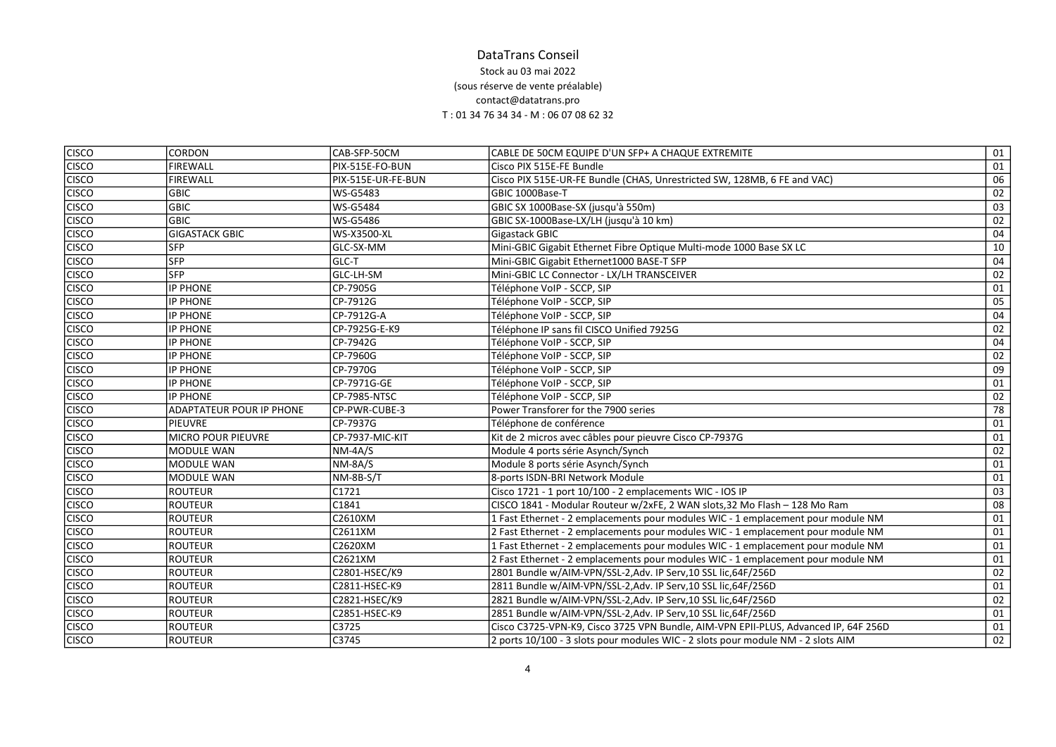DataTrans Conseil

Stock au 03 mai 2022

(sous réserve de vente préalable)

contact@datatrans.pro

T : 01 34 76 34 34 - M : 06 07 08 62 32

| | | | | |
|---|---|---|---|---|
| CISCO | CORDON | CAB-SFP-50CM | CABLE DE 50CM EQUIPE D'UN SFP+ A CHAQUE EXTREMITE | 01 |
| CISCO | FIREWALL | PIX-515E-FO-BUN | Cisco PIX 515E-FE Bundle | 01 |
| CISCO | FIREWALL | PIX-515E-UR-FE-BUN | Cisco PIX 515E-UR-FE Bundle (CHAS, Unrestricted SW, 128MB, 6 FE and VAC) | 06 |
| CISCO | GBIC | WS-G5483 | GBIC 1000Base-T | 02 |
| CISCO | GBIC | WS-G5484 | GBIC SX 1000Base-SX (jusqu'à 550m) | 03 |
| CISCO | GBIC | WS-G5486 | GBIC SX-1000Base-LX/LH (jusqu'à 10 km) | 02 |
| CISCO | GIGASTACK GBIC | WS-X3500-XL | Gigastack GBIC | 04 |
| CISCO | SFP | GLC-SX-MM | Mini-GBIC Gigabit Ethernet Fibre Optique Multi-mode 1000 Base SX LC | 10 |
| CISCO | SFP | GLC-T | Mini-GBIC Gigabit Ethernet1000 BASE-T SFP | 04 |
| CISCO | SFP | GLC-LH-SM | Mini-GBIC LC Connector - LX/LH TRANSCEIVER | 02 |
| CISCO | IP PHONE | CP-7905G | Téléphone VoIP - SCCP, SIP | 01 |
| CISCO | IP PHONE | CP-7912G | Téléphone VoIP - SCCP, SIP | 05 |
| CISCO | IP PHONE | CP-7912G-A | Téléphone VoIP - SCCP, SIP | 04 |
| CISCO | IP PHONE | CP-7925G-E-K9 | Téléphone IP sans fil CISCO Unified 7925G | 02 |
| CISCO | IP PHONE | CP-7942G | Téléphone VoIP - SCCP, SIP | 04 |
| CISCO | IP PHONE | CP-7960G | Téléphone VoIP - SCCP, SIP | 02 |
| CISCO | IP PHONE | CP-7970G | Téléphone VoIP - SCCP, SIP | 09 |
| CISCO | IP PHONE | CP-7971G-GE | Téléphone VoIP - SCCP, SIP | 01 |
| CISCO | IP PHONE | CP-7985-NTSC | Téléphone VoIP - SCCP, SIP | 02 |
| CISCO | ADAPTATEUR POUR IP PHONE | CP-PWR-CUBE-3 | Power Transforer for the 7900 series | 78 |
| CISCO | PIEUVRE | CP-7937G | Téléphone de conférence | 01 |
| CISCO | MICRO POUR PIEUVRE | CP-7937-MIC-KIT | Kit de 2 micros avec câbles pour pieuvre Cisco CP-7937G | 01 |
| CISCO | MODULE WAN | NM-4A/S | Module 4 ports série Asynch/Synch | 02 |
| CISCO | MODULE WAN | NM-8A/S | Module 8 ports série Asynch/Synch | 01 |
| CISCO | MODULE WAN | NM-8B-S/T | 8-ports ISDN-BRI Network Module | 01 |
| CISCO | ROUTEUR | C1721 | Cisco 1721 - 1 port 10/100 - 2 emplacements WIC - IOS IP | 03 |
| CISCO | ROUTEUR | C1841 | CISCO 1841 - Modular Routeur w/2xFE, 2 WAN slots,32 Mo Flash – 128 Mo Ram | 08 |
| CISCO | ROUTEUR | C2610XM | 1 Fast Ethernet - 2 emplacements pour modules WIC - 1 emplacement pour module NM | 01 |
| CISCO | ROUTEUR | C2611XM | 2 Fast Ethernet - 2 emplacements pour modules WIC - 1 emplacement pour module NM | 01 |
| CISCO | ROUTEUR | C2620XM | 1 Fast Ethernet - 2 emplacements pour modules WIC - 1 emplacement pour module NM | 01 |
| CISCO | ROUTEUR | C2621XM | 2 Fast Ethernet - 2 emplacements pour modules WIC - 1 emplacement pour module NM | 01 |
| CISCO | ROUTEUR | C2801-HSEC/K9 | 2801 Bundle w/AIM-VPN/SSL-2,Adv. IP Serv,10 SSL lic,64F/256D | 02 |
| CISCO | ROUTEUR | C2811-HSEC-K9 | 2811 Bundle w/AIM-VPN/SSL-2,Adv. IP Serv,10 SSL lic,64F/256D | 01 |
| CISCO | ROUTEUR | C2821-HSEC/K9 | 2821 Bundle w/AIM-VPN/SSL-2,Adv. IP Serv,10 SSL lic,64F/256D | 02 |
| CISCO | ROUTEUR | C2851-HSEC-K9 | 2851 Bundle w/AIM-VPN/SSL-2,Adv. IP Serv,10 SSL lic,64F/256D | 01 |
| CISCO | ROUTEUR | C3725 | Cisco C3725-VPN-K9, Cisco 3725 VPN Bundle, AIM-VPN EPII-PLUS, Advanced IP, 64F 256D | 01 |
| CISCO | ROUTEUR | C3745 | 2 ports 10/100 - 3 slots pour modules WIC - 2 slots pour module NM - 2 slots AIM | 02 |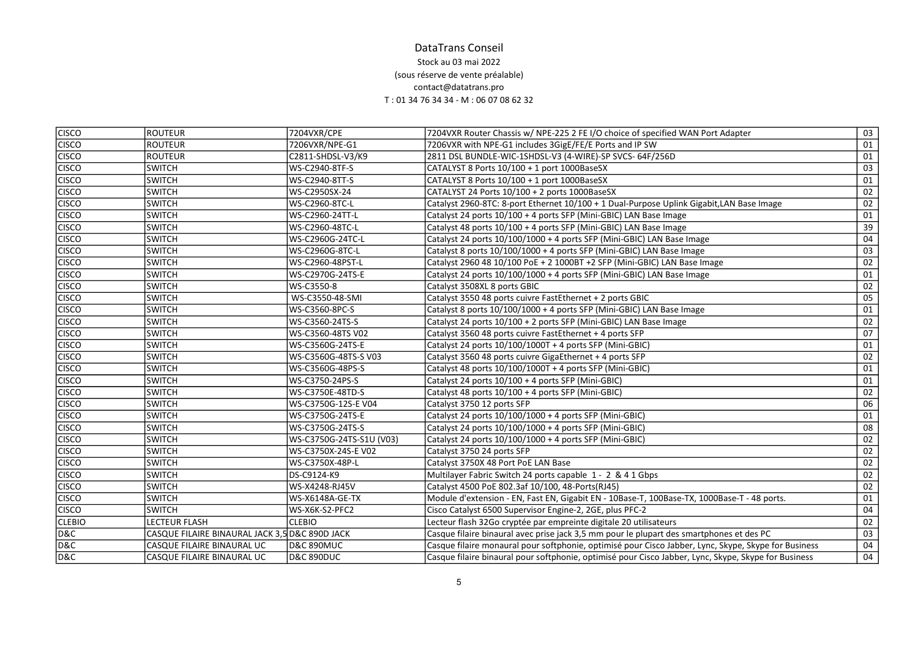DataTrans Conseil

Stock au 03 mai 2022

(sous réserve de vente préalable)

contact@datatrans.pro

T : 01 34 76 34 34 - M : 06 07 08 62 32

| | | | | |
|---|---|---|---|---|
| CISCO | ROUTEUR | 7204VXR/CPE | 7204VXR Router Chassis w/ NPE-225 2 FE I/O choice of specified WAN Port Adapter | 03 |
| CISCO | ROUTEUR | 7206VXR/NPE-G1 | 7206VXR with NPE-G1 includes 3GigE/FE/E Ports and IP SW | 01 |
| CISCO | ROUTEUR | C2811-SHDSL-V3/K9 | 2811 DSL BUNDLE-WIC-1SHDSL-V3 (4-WIRE)-SP SVCS- 64F/256D | 01 |
| CISCO | SWITCH | WS-C2940-8TF-S | CATALYST 8 Ports 10/100 + 1 port 1000BaseSX | 03 |
| CISCO | SWITCH | WS-C2940-8TT-S | CATALYST 8 Ports 10/100 + 1 port 1000BaseSX | 01 |
| CISCO | SWITCH | WS-C2950SX-24 | CATALYST 24 Ports 10/100 + 2 ports 1000BaseSX | 02 |
| CISCO | SWITCH | WS-C2960-8TC-L | Catalyst 2960-8TC: 8-port Ethernet 10/100 + 1 Dual-Purpose Uplink Gigabit,LAN Base Image | 02 |
| CISCO | SWITCH | WS-C2960-24TT-L | Catalyst 24 ports 10/100 + 4 ports SFP (Mini-GBIC) LAN Base Image | 01 |
| CISCO | SWITCH | WS-C2960-48TC-L | Catalyst 48 ports 10/100 + 4 ports SFP (Mini-GBIC) LAN Base Image | 39 |
| CISCO | SWITCH | WS-C2960G-24TC-L | Catalyst 24 ports 10/100/1000 + 4 ports SFP (Mini-GBIC) LAN Base Image | 04 |
| CISCO | SWITCH | WS-C2960G-8TC-L | Catalyst 8 ports 10/100/1000 + 4 ports SFP (Mini-GBIC) LAN Base Image | 03 |
| CISCO | SWITCH | WS-C2960-48PST-L | Catalyst 2960 48 10/100 PoE + 2 1000BT +2 SFP (Mini-GBIC) LAN Base Image | 02 |
| CISCO | SWITCH | WS-C2970G-24TS-E | Catalyst 24 ports 10/100/1000 + 4 ports SFP (Mini-GBIC) LAN Base Image | 01 |
| CISCO | SWITCH | WS-C3550-8 | Catalyst 3508XL 8 ports GBIC | 02 |
| CISCO | SWITCH | WS-C3550-48-SMI | Catalyst 3550 48 ports cuivre FastEthernet + 2 ports GBIC | 05 |
| CISCO | SWITCH | WS-C3560-8PC-S | Catalyst 8 ports 10/100/1000 + 4 ports SFP (Mini-GBIC) LAN Base Image | 01 |
| CISCO | SWITCH | WS-C3560-24TS-S | Catalyst 24 ports 10/100 + 2 ports SFP (Mini-GBIC) LAN Base Image | 02 |
| CISCO | SWITCH | WS-C3560-48TS V02 | Catalyst 3560 48 ports cuivre FastEthernet + 4 ports SFP | 07 |
| CISCO | SWITCH | WS-C3560G-24TS-E | Catalyst 24 ports 10/100/1000T + 4 ports SFP (Mini-GBIC) | 01 |
| CISCO | SWITCH | WS-C3560G-48TS-S V03 | Catalyst 3560 48 ports cuivre GigaEthernet + 4 ports SFP | 02 |
| CISCO | SWITCH | WS-C3560G-48PS-S | Catalyst 48 ports 10/100/1000T + 4 ports SFP (Mini-GBIC) | 01 |
| CISCO | SWITCH | WS-C3750-24PS-S | Catalyst 24 ports 10/100 + 4 ports SFP (Mini-GBIC) | 01 |
| CISCO | SWITCH | WS-C3750E-48TD-S | Catalyst 48 ports 10/100 + 4 ports SFP (Mini-GBIC) | 02 |
| CISCO | SWITCH | WS-C3750G-12S-E V04 | Catalyst 3750 12 ports SFP | 06 |
| CISCO | SWITCH | WS-C3750G-24TS-E | Catalyst 24 ports 10/100/1000 + 4 ports SFP (Mini-GBIC) | 01 |
| CISCO | SWITCH | WS-C3750G-24TS-S | Catalyst 24 ports 10/100/1000 + 4 ports SFP (Mini-GBIC) | 08 |
| CISCO | SWITCH | WS-C3750G-24TS-S1U (V03) | Catalyst 24 ports 10/100/1000 + 4 ports SFP (Mini-GBIC) | 02 |
| CISCO | SWITCH | WS-C3750X-24S-E V02 | Catalyst 3750 24 ports SFP | 02 |
| CISCO | SWITCH | WS-C3750X-48P-L | Catalyst 3750X 48 Port PoE LAN Base | 02 |
| CISCO | SWITCH | DS-C9124-K9 | Multilayer Fabric Switch 24 ports capable 1 - 2 & 4 1 Gbps | 02 |
| CISCO | SWITCH | WS-X4248-RJ45V | Catalyst 4500 PoE 802.3af 10/100, 48-Ports(RJ45) | 02 |
| CISCO | SWITCH | WS-X6148A-GE-TX | Module d'extension - EN, Fast EN, Gigabit EN - 10Base-T, 100Base-TX, 1000Base-T - 48 ports. | 01 |
| CISCO | SWITCH | WS-X6K-S2-PFC2 | Cisco Catalyst 6500 Supervisor Engine-2, 2GE, plus PFC-2 | 04 |
| CLEBIO | LECTEUR FLASH | CLEBIO | Lecteur flash 32Go cryptée par empreinte digitale 20 utilisateurs | 02 |
| D&C | CASQUE FILAIRE BINAURAL JACK 3,5 | D&C 890D JACK | Casque filaire binaural avec prise jack 3,5 mm pour le plupart des smartphones et des PC | 03 |
| D&C | CASQUE FILAIRE BINAURAL UC | D&C 890MUC | Casque filaire monaural pour softphonie, optimisé pour Cisco Jabber, Lync, Skype, Skype for Business | 04 |
| D&C | CASQUE FILAIRE BINAURAL UC | D&C 890DUC | Casque filaire binaural pour softphonie, optimisé pour Cisco Jabber, Lync, Skype, Skype for Business | 04 |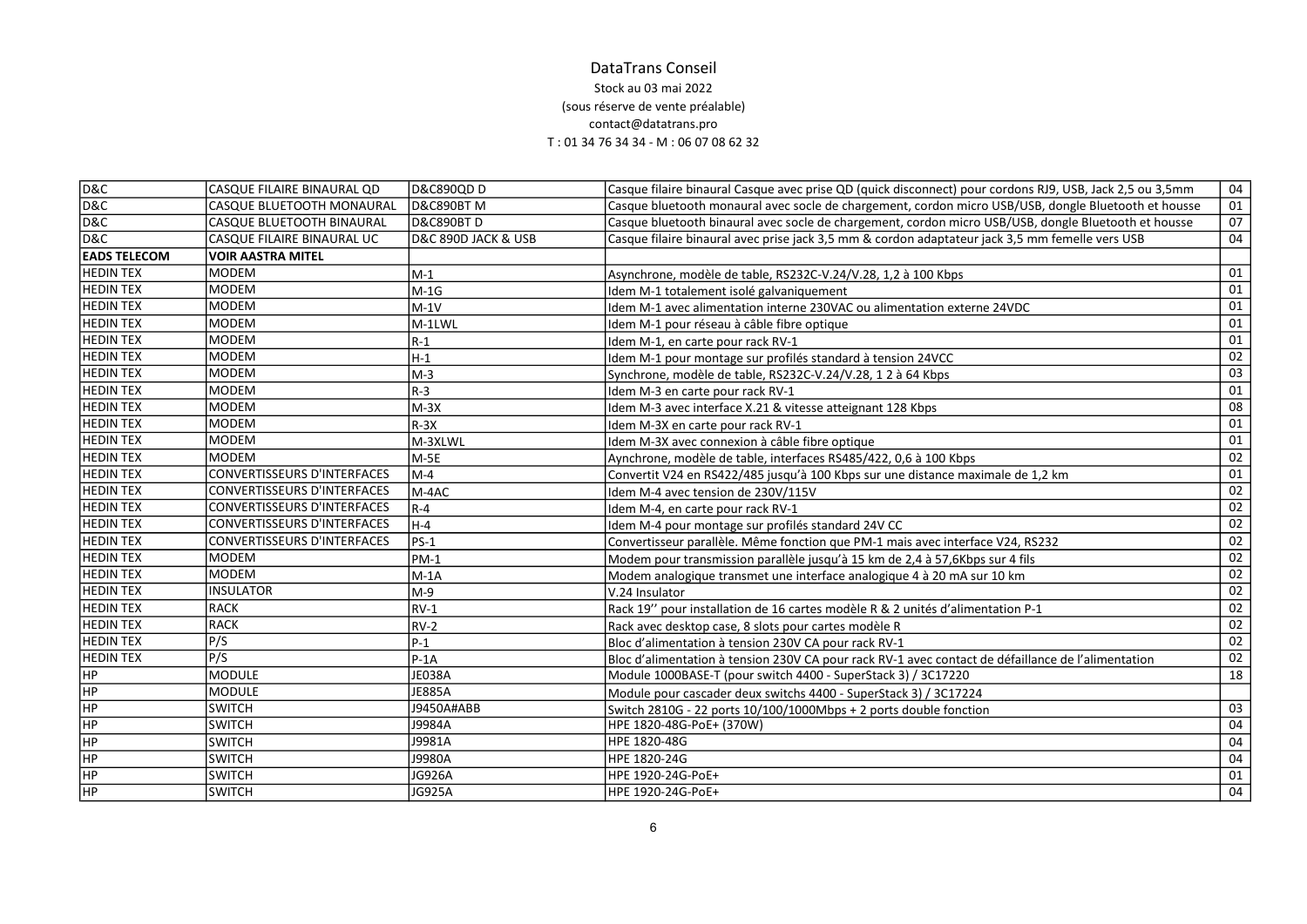DataTrans Conseil

Stock au 03 mai 2022

(sous réserve de vente préalable)

contact@datatrans.pro

T : 01 34 76 34 34 - M : 06 07 08 62 32

| | | | | |
|---|---|---|---|---|
| D&C | CASQUE FILAIRE BINAURAL QD | D&C890QD D | Casque filaire binaural Casque avec prise QD (quick disconnect) pour cordons RJ9, USB, Jack 2,5 ou 3,5mm | 04 |
| D&C | CASQUE BLUETOOTH MONAURAL | D&C890BT M | Casque bluetooth monaural avec socle de chargement, cordon micro USB/USB, dongle Bluetooth et housse | 01 |
| D&C | CASQUE BLUETOOTH BINAURAL | D&C890BT D | Casque bluetooth binaural avec socle de chargement, cordon micro USB/USB, dongle Bluetooth et housse | 07 |
| D&C | CASQUE FILAIRE BINAURAL UC | D&C 890D JACK & USB | Casque filaire binaural avec prise jack 3,5 mm & cordon adaptateur jack 3,5 mm femelle vers USB | 04 |
| **EADS TELECOM** | **VOIR AASTRA MITEL** | | | |
| HEDIN TEX | MODEM | M-1 | Asynchrone, modèle de table, RS232C-V.24/V.28, 1,2 à 100 Kbps | 01 |
| HEDIN TEX | MODEM | M-1G | Idem M-1 totalement isolé galvaniquement | 01 |
| HEDIN TEX | MODEM | M-1V | Idem M-1 avec alimentation interne 230VAC ou alimentation externe 24VDC | 01 |
| HEDIN TEX | MODEM | M-1LWL | Idem M-1 pour réseau à câble fibre optique | 01 |
| HEDIN TEX | MODEM | R-1 | Idem M-1, en carte pour rack RV-1 | 01 |
| HEDIN TEX | MODEM | H-1 | Idem M-1 pour montage sur profilés standard à tension 24VCC | 02 |
| HEDIN TEX | MODEM | M-3 | Synchrone, modèle de table, RS232C-V.24/V.28, 1 2 à 64 Kbps | 03 |
| HEDIN TEX | MODEM | R-3 | Idem M-3 en carte pour rack RV-1 | 01 |
| HEDIN TEX | MODEM | M-3X | Idem M-3 avec interface X.21 & vitesse atteignant 128 Kbps | 08 |
| HEDIN TEX | MODEM | R-3X | Idem M-3X en carte pour rack RV-1 | 01 |
| HEDIN TEX | MODEM | M-3XLWL | Idem M-3X avec connexion à câble fibre optique | 01 |
| HEDIN TEX | MODEM | M-5E | Aynchrone, modèle de table, interfaces RS485/422, 0,6 à 100 Kbps | 02 |
| HEDIN TEX | CONVERTISSEURS D'INTERFACES | M-4 | Convertit V24 en RS422/485 jusqu'à 100 Kbps sur une distance maximale de 1,2 km | 01 |
| HEDIN TEX | CONVERTISSEURS D'INTERFACES | M-4AC | Idem M-4 avec tension de 230V/115V | 02 |
| HEDIN TEX | CONVERTISSEURS D'INTERFACES | R-4 | Idem M-4, en carte pour rack RV-1 | 02 |
| HEDIN TEX | CONVERTISSEURS D'INTERFACES | H-4 | Idem M-4 pour montage sur profilés standard 24V CC | 02 |
| HEDIN TEX | CONVERTISSEURS D'INTERFACES | PS-1 | Convertisseur parallèle. Même fonction que PM-1 mais avec interface V24, RS232 | 02 |
| HEDIN TEX | MODEM | PM-1 | Modem pour transmission parallèle jusqu'à 15 km de 2,4 à 57,6Kbps sur 4 fils | 02 |
| HEDIN TEX | MODEM | M-1A | Modem analogique transmet une interface analogique 4 à 20 mA sur 10 km | 02 |
| HEDIN TEX | INSULATOR | M-9 | V.24 Insulator | 02 |
| HEDIN TEX | RACK | RV-1 | Rack 19'' pour installation de 16 cartes modèle R & 2 unités d'alimentation P-1 | 02 |
| HEDIN TEX | RACK | RV-2 | Rack avec desktop case, 8 slots pour cartes modèle R | 02 |
| HEDIN TEX | P/S | P-1 | Bloc d'alimentation à tension 230V CA pour rack RV-1 | 02 |
| HEDIN TEX | P/S | P-1A | Bloc d'alimentation à tension 230V CA pour rack RV-1 avec contact de défaillance de l'alimentation | 02 |
| HP | MODULE | JE038A | Module 1000BASE-T (pour switch 4400 - SuperStack 3) / 3C17220 | 18 |
| HP | MODULE | JE885A | Module pour cascader deux switchs 4400 - SuperStack 3) / 3C17224 | |
| HP | SWITCH | J9450A#ABB | Switch 2810G - 22 ports 10/100/1000Mbps + 2 ports double fonction | 03 |
| HP | SWITCH | J9984A | HPE 1820-48G-PoE+ (370W) | 04 |
| HP | SWITCH | J9981A | HPE 1820-48G | 04 |
| HP | SWITCH | J9980A | HPE 1820-24G | 04 |
| HP | SWITCH | JG926A | HPE 1920-24G-PoE+ | 01 |
| HP | SWITCH | JG925A | HPE 1920-24G-PoE+ | 04 |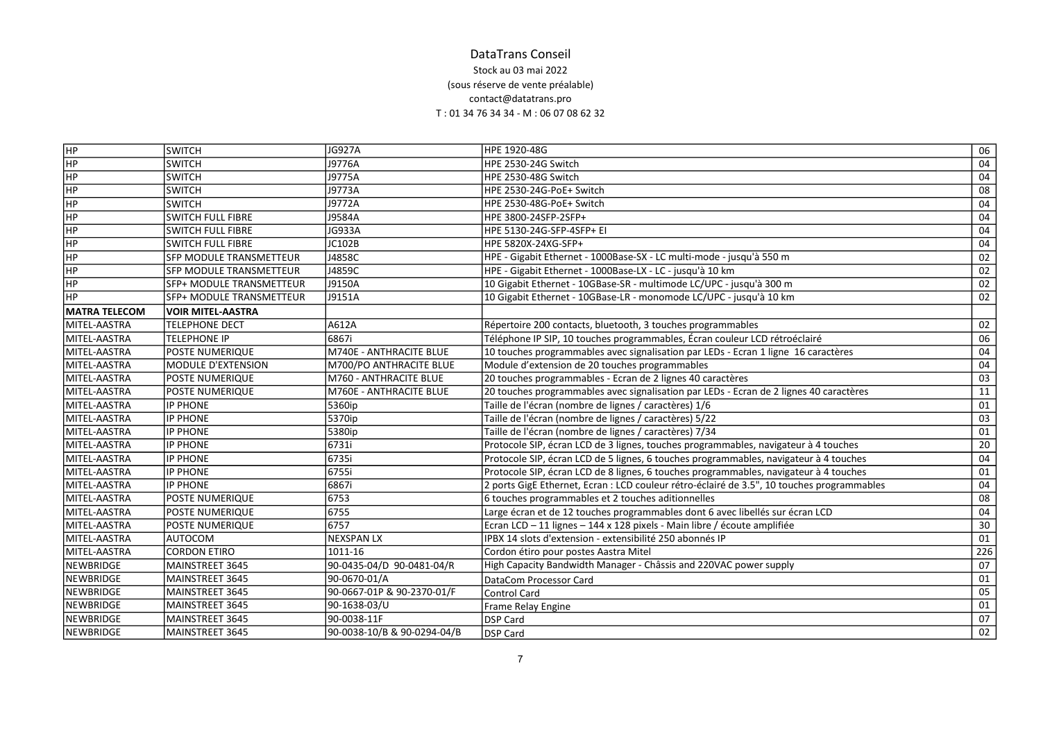DataTrans Conseil

Stock au 03 mai 2022

(sous réserve de vente préalable)

contact@datatrans.pro

T : 01 34 76 34 34 - M : 06 07 08 62 32

| | | | | |
|---|---|---|---|---|
| HP | SWITCH | JG927A | HPE 1920-48G | 06 |
| HP | SWITCH | J9776A | HPE 2530-24G Switch | 04 |
| HP | SWITCH | J9775A | HPE 2530-48G Switch | 04 |
| HP | SWITCH | J9773A | HPE 2530-24G-PoE+ Switch | 08 |
| HP | SWITCH | J9772A | HPE 2530-48G-PoE+ Switch | 04 |
| HP | SWITCH FULL FIBRE | J9584A | HPE 3800-24SFP-2SFP+ | 04 |
| HP | SWITCH FULL FIBRE | JG933A | HPE 5130-24G-SFP-4SFP+ EI | 04 |
| HP | SWITCH FULL FIBRE | JC102B | HPE 5820X-24XG-SFP+ | 04 |
| HP | SFP MODULE TRANSMETTEUR | J4858C | HPE - Gigabit Ethernet - 1000Base-SX - LC multi-mode - jusqu'à 550 m | 02 |
| HP | SFP MODULE TRANSMETTEUR | J4859C | HPE - Gigabit Ethernet - 1000Base-LX - LC - jusqu'à 10 km | 02 |
| HP | SFP+ MODULE TRANSMETTEUR | J9150A | 10 Gigabit Ethernet - 10GBase-SR - multimode LC/UPC - jusqu'à 300 m | 02 |
| HP | SFP+ MODULE TRANSMETTEUR | J9151A | 10 Gigabit Ethernet - 10GBase-LR - monomode LC/UPC - jusqu'à 10 km | 02 |
| **MATRA TELECOM** | **VOIR MITEL-AASTRA** | | | |
| MITEL-AASTRA | TELEPHONE DECT | A612A | Répertoire 200 contacts, bluetooth, 3 touches programmables | 02 |
| MITEL-AASTRA | TELEPHONE IP | 6867i | Téléphone IP SIP, 10 touches programmables, Écran couleur LCD rétroéclairé | 06 |
| MITEL-AASTRA | POSTE NUMERIQUE | M740E - ANTHRACITE BLUE | 10 touches programmables avec signalisation par LEDs - Ecran 1 ligne 16 caractères | 04 |
| MITEL-AASTRA | MODULE D'EXTENSION | M700/PO ANTHRACITE BLUE | Module d'extension de 20 touches programmables | 04 |
| MITEL-AASTRA | POSTE NUMERIQUE | M760 - ANTHRACITE BLUE | 20 touches programmables - Ecran de 2 lignes 40 caractères | 03 |
| MITEL-AASTRA | POSTE NUMERIQUE | M760E - ANTHRACITE BLUE | 20 touches programmables avec signalisation par LEDs - Ecran de 2 lignes 40 caractères | 11 |
| MITEL-AASTRA | IP PHONE | 5360ip | Taille de l'écran (nombre de lignes / caractères) 1/6 | 01 |
| MITEL-AASTRA | IP PHONE | 5370ip | Taille de l'écran (nombre de lignes / caractères) 5/22 | 03 |
| MITEL-AASTRA | IP PHONE | 5380ip | Taille de l'écran (nombre de lignes / caractères) 7/34 | 01 |
| MITEL-AASTRA | IP PHONE | 6731i | Protocole SIP, écran LCD de 3 lignes, touches programmables, navigateur à 4 touches | 20 |
| MITEL-AASTRA | IP PHONE | 6735i | Protocole SIP, écran LCD de 5 lignes, 6 touches programmables, navigateur à 4 touches | 04 |
| MITEL-AASTRA | IP PHONE | 6755i | Protocole SIP, écran LCD de 8 lignes, 6 touches programmables, navigateur à 4 touches | 01 |
| MITEL-AASTRA | IP PHONE | 6867i | 2 ports GigE Ethernet, Ecran : LCD couleur rétro-éclairé de 3.5", 10 touches programmables | 04 |
| MITEL-AASTRA | POSTE NUMERIQUE | 6753 | 6 touches programmables et 2 touches aditionnelles | 08 |
| MITEL-AASTRA | POSTE NUMERIQUE | 6755 | Large écran et de 12 touches programmables dont 6 avec libellés sur écran LCD | 04 |
| MITEL-AASTRA | POSTE NUMERIQUE | 6757 | Ecran LCD – 11 lignes – 144 x 128 pixels - Main libre / écoute amplifiée | 30 |
| MITEL-AASTRA | AUTOCOM | NEXSPAN LX | IPBX 14 slots d'extension - extensibilité 250 abonnés IP | 01 |
| MITEL-AASTRA | CORDON ETIRO | 1011-16 | Cordon étiro pour postes Aastra Mitel | 226 |
| NEWBRIDGE | MAINSTREET 3645 | 90-0435-04/D 90-0481-04/R | High Capacity Bandwidth Manager - Châssis and 220VAC power supply | 07 |
| NEWBRIDGE | MAINSTREET 3645 | 90-0670-01/A | DataCom Processor Card | 01 |
| NEWBRIDGE | MAINSTREET 3645 | 90-0667-01P & 90-2370-01/F | Control Card | 05 |
| NEWBRIDGE | MAINSTREET 3645 | 90-1638-03/U | Frame Relay Engine | 01 |
| NEWBRIDGE | MAINSTREET 3645 | 90-0038-11F | DSP Card | 07 |
| NEWBRIDGE | MAINSTREET 3645 | 90-0038-10/B & 90-0294-04/B | DSP Card | 02 |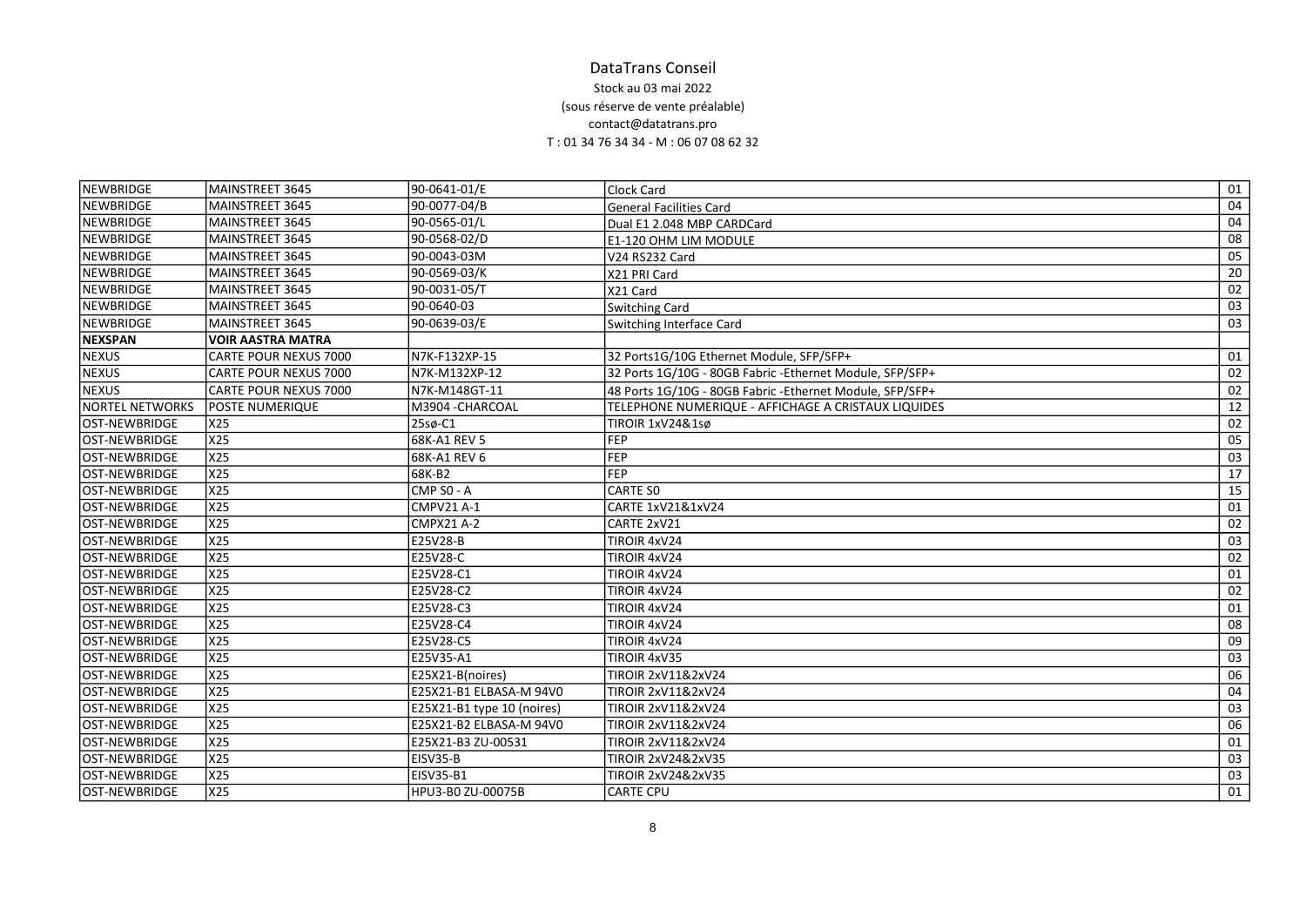DataTrans Conseil

Stock au 03 mai 2022

(sous réserve de vente préalable)

contact@datatrans.pro

T : 01 34 76 34 34 - M : 06 07 08 62 32

| | | | | |
|---|---|---|---|---|
| NEWBRIDGE | MAINSTREET 3645 | 90-0641-01/E | Clock Card | 01 |
| NEWBRIDGE | MAINSTREET 3645 | 90-0077-04/B | General Facilities Card | 04 |
| NEWBRIDGE | MAINSTREET 3645 | 90-0565-01/L | Dual E1 2.048 MBP CARDCard | 04 |
| NEWBRIDGE | MAINSTREET 3645 | 90-0568-02/D | E1-120 OHM LIM MODULE | 08 |
| NEWBRIDGE | MAINSTREET 3645 | 90-0043-03M | V24 RS232 Card | 05 |
| NEWBRIDGE | MAINSTREET 3645 | 90-0569-03/K | X21 PRI Card | 20 |
| NEWBRIDGE | MAINSTREET 3645 | 90-0031-05/T | X21 Card | 02 |
| NEWBRIDGE | MAINSTREET 3645 | 90-0640-03 | Switching Card | 03 |
| NEWBRIDGE | MAINSTREET 3645 | 90-0639-03/E | Switching Interface Card | 03 |
| **NEXSPAN** | **VOIR AASTRA MATRA** | | | |
| NEXUS | CARTE POUR NEXUS 7000 | N7K-F132XP-15 | 32 Ports1G/10G Ethernet Module, SFP/SFP+ | 01 |
| NEXUS | CARTE POUR NEXUS 7000 | N7K-M132XP-12 | 32 Ports 1G/10G - 80GB Fabric -Ethernet Module, SFP/SFP+ | 02 |
| NEXUS | CARTE POUR NEXUS 7000 | N7K-M148GT-11 | 48 Ports 1G/10G - 80GB Fabric -Ethernet Module, SFP/SFP+ | 02 |
| NORTEL NETWORKS | POSTE NUMERIQUE | M3904 -CHARCOAL | TELEPHONE NUMERIQUE - AFFICHAGE A CRISTAUX LIQUIDES | 12 |
| OST-NEWBRIDGE | X25 | 25sø-C1 | TIROIR 1xV24&1sø | 02 |
| OST-NEWBRIDGE | X25 | 68K-A1 REV 5 | FEP | 05 |
| OST-NEWBRIDGE | X25 | 68K-A1 REV 6 | FEP | 03 |
| OST-NEWBRIDGE | X25 | 68K-B2 | FEP | 17 |
| OST-NEWBRIDGE | X25 | CMP S0 - A | CARTE S0 | 15 |
| OST-NEWBRIDGE | X25 | CMPV21 A-1 | CARTE 1xV21&1xV24 | 01 |
| OST-NEWBRIDGE | X25 | CMPX21 A-2 | CARTE 2xV21 | 02 |
| OST-NEWBRIDGE | X25 | E25V28-B | TIROIR 4xV24 | 03 |
| OST-NEWBRIDGE | X25 | E25V28-C | TIROIR 4xV24 | 02 |
| OST-NEWBRIDGE | X25 | E25V28-C1 | TIROIR 4xV24 | 01 |
| OST-NEWBRIDGE | X25 | E25V28-C2 | TIROIR 4xV24 | 02 |
| OST-NEWBRIDGE | X25 | E25V28-C3 | TIROIR 4xV24 | 01 |
| OST-NEWBRIDGE | X25 | E25V28-C4 | TIROIR 4xV24 | 08 |
| OST-NEWBRIDGE | X25 | E25V28-C5 | TIROIR 4xV24 | 09 |
| OST-NEWBRIDGE | X25 | E25V35-A1 | TIROIR 4xV35 | 03 |
| OST-NEWBRIDGE | X25 | E25X21-B(noires) | TIROIR 2xV11&2xV24 | 06 |
| OST-NEWBRIDGE | X25 | E25X21-B1 ELBASA-M 94V0 | TIROIR 2xV11&2xV24 | 04 |
| OST-NEWBRIDGE | X25 | E25X21-B1 type 10 (noires) | TIROIR 2xV11&2xV24 | 03 |
| OST-NEWBRIDGE | X25 | E25X21-B2 ELBASA-M 94V0 | TIROIR 2xV11&2xV24 | 06 |
| OST-NEWBRIDGE | X25 | E25X21-B3 ZU-00531 | TIROIR 2xV11&2xV24 | 01 |
| OST-NEWBRIDGE | X25 | EISV35-B | TIROIR 2xV24&2xV35 | 03 |
| OST-NEWBRIDGE | X25 | EISV35-B1 | TIROIR 2xV24&2xV35 | 03 |
| OST-NEWBRIDGE | X25 | HPU3-B0 ZU-00075B | CARTE CPU | 01 |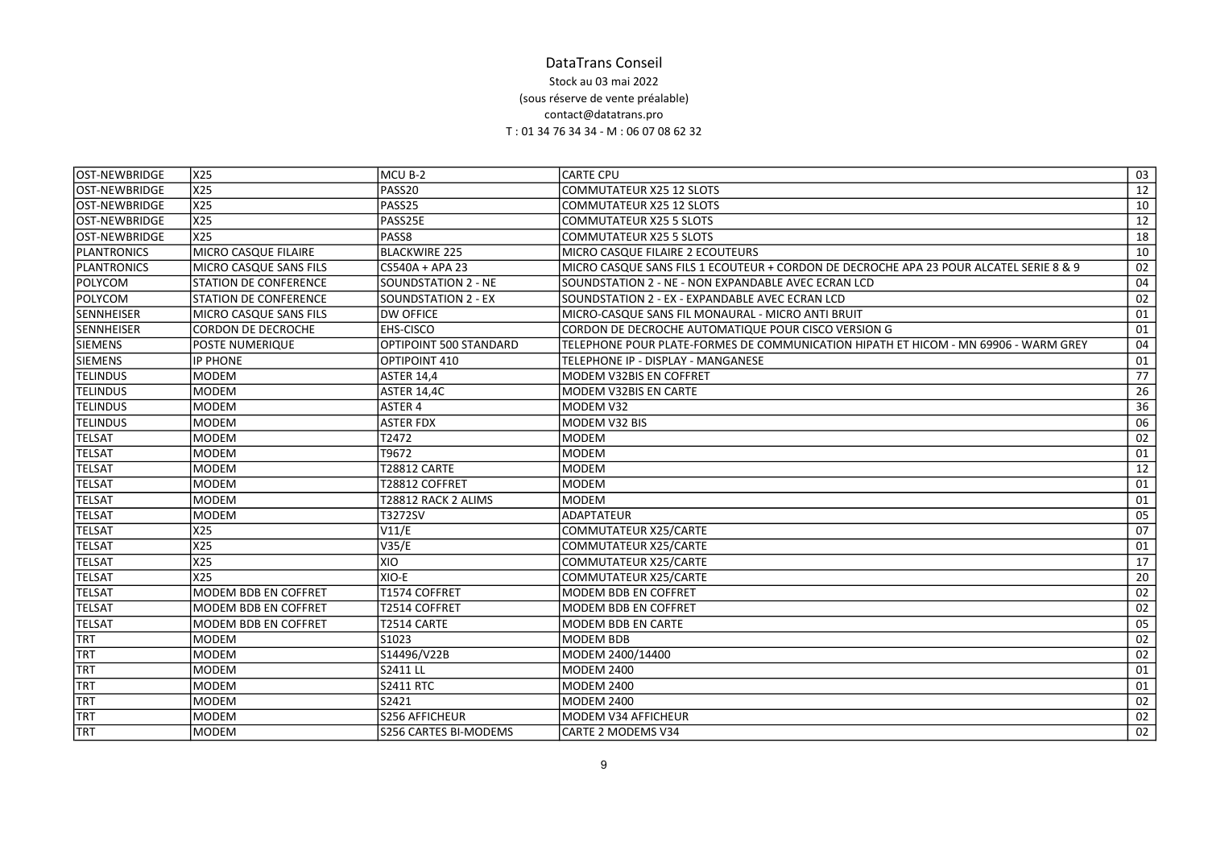# DataTrans Conseil

Stock au 03 mai 2022

(sous réserve de vente préalable)

contact@datatrans.pro

T : 01 34 76 34 34 - M : 06 07 08 62 32

| | | | | |
|---|---|---|---|---|
| OST-NEWBRIDGE | X25 | MCU B-2 | CARTE CPU | 03 |
| OST-NEWBRIDGE | X25 | PASS20 | COMMUTATEUR X25 12 SLOTS | 12 |
| OST-NEWBRIDGE | X25 | PASS25 | COMMUTATEUR X25 12 SLOTS | 10 |
| OST-NEWBRIDGE | X25 | PASS25E | COMMUTATEUR X25 5 SLOTS | 12 |
| OST-NEWBRIDGE | X25 | PASS8 | COMMUTATEUR X25 5 SLOTS | 18 |
| PLANTRONICS | MICRO CASQUE FILAIRE | BLACKWIRE 225 | MICRO CASQUE FILAIRE 2 ECOUTEURS | 10 |
| PLANTRONICS | MICRO CASQUE SANS FILS | CS540A + APA 23 | MICRO CASQUE SANS FILS 1 ECOUTEUR + CORDON DE DECROCHE APA 23 POUR ALCATEL SERIE 8 & 9 | 02 |
| POLYCOM | STATION DE CONFERENCE | SOUNDSTATION 2 - NE | SOUNDSTATION 2 - NE - NON EXPANDABLE AVEC ECRAN LCD | 04 |
| POLYCOM | STATION DE CONFERENCE | SOUNDSTATION 2 - EX | SOUNDSTATION 2 - EX - EXPANDABLE AVEC ECRAN LCD | 02 |
| SENNHEISER | MICRO CASQUE SANS FILS | DW OFFICE | MICRO-CASQUE SANS FIL MONAURAL - MICRO ANTI BRUIT | 01 |
| SENNHEISER | CORDON DE DECROCHE | EHS-CISCO | CORDON DE DECROCHE AUTOMATIQUE POUR CISCO VERSION G | 01 |
| SIEMENS | POSTE NUMERIQUE | OPTIPOINT 500 STANDARD | TELEPHONE POUR PLATE-FORMES DE COMMUNICATION HIPATH ET HICOM - MN 69906 - WARM GREY | 04 |
| SIEMENS | IP PHONE | OPTIPOINT 410 | TELEPHONE IP - DISPLAY - MANGANESE | 01 |
| TELINDUS | MODEM | ASTER 14,4 | MODEM V32BIS EN COFFRET | 77 |
| TELINDUS | MODEM | ASTER 14,4C | MODEM V32BIS EN CARTE | 26 |
| TELINDUS | MODEM | ASTER 4 | MODEM V32 | 36 |
| TELINDUS | MODEM | ASTER FDX | MODEM V32 BIS | 06 |
| TELSAT | MODEM | T2472 | MODEM | 02 |
| TELSAT | MODEM | T9672 | MODEM | 01 |
| TELSAT | MODEM | T28812 CARTE | MODEM | 12 |
| TELSAT | MODEM | T28812 COFFRET | MODEM | 01 |
| TELSAT | MODEM | T28812 RACK 2 ALIMS | MODEM | 01 |
| TELSAT | MODEM | T3272SV | ADAPTATEUR | 05 |
| TELSAT | X25 | V11/E | COMMUTATEUR X25/CARTE | 07 |
| TELSAT | X25 | V35/E | COMMUTATEUR X25/CARTE | 01 |
| TELSAT | X25 | XIO | COMMUTATEUR X25/CARTE | 17 |
| TELSAT | X25 | XIO-E | COMMUTATEUR X25/CARTE | 20 |
| TELSAT | MODEM BDB EN COFFRET | T1574 COFFRET | MODEM BDB EN COFFRET | 02 |
| TELSAT | MODEM BDB EN COFFRET | T2514 COFFRET | MODEM BDB EN COFFRET | 02 |
| TELSAT | MODEM BDB EN COFFRET | T2514 CARTE | MODEM BDB EN CARTE | 05 |
| TRT | MODEM | S1023 | MODEM BDB | 02 |
| TRT | MODEM | S14496/V22B | MODEM 2400/14400 | 02 |
| TRT | MODEM | S2411 LL | MODEM 2400 | 01 |
| TRT | MODEM | S2411 RTC | MODEM 2400 | 01 |
| TRT | MODEM | S2421 | MODEM 2400 | 02 |
| TRT | MODEM | S256 AFFICHEUR | MODEM V34 AFFICHEUR | 02 |
| TRT | MODEM | S256 CARTES BI-MODEMS | CARTE 2 MODEMS V34 | 02 |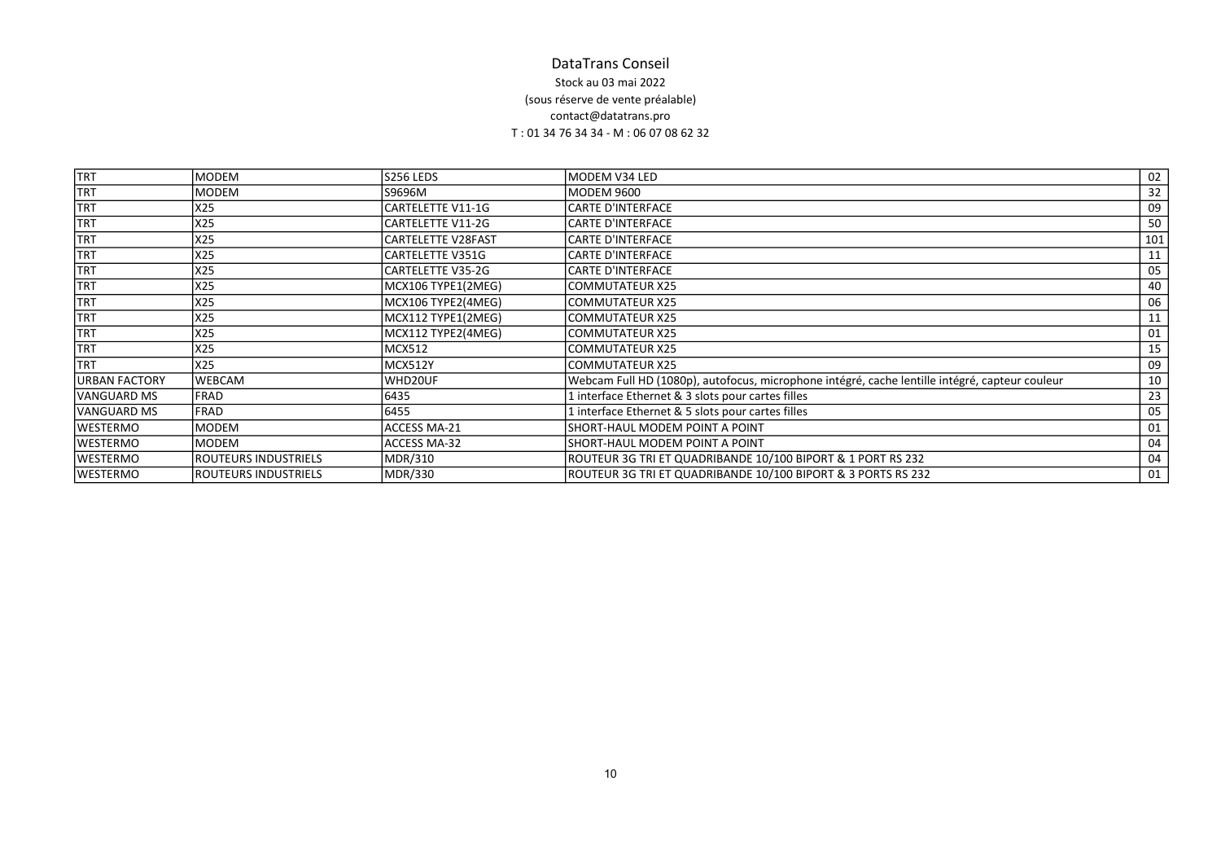DataTrans Conseil

Stock au 03 mai 2022

(sous réserve de vente préalable)

contact@datatrans.pro

T : 01 34 76 34 34 - M : 06 07 08 62 32

| | | | | |
|---|---|---|---|---|
| TRT | MODEM | S256 LEDS | MODEM V34 LED | 02 |
| TRT | MODEM | S9696M | MODEM 9600 | 32 |
| TRT | X25 | CARTELETTE V11-1G | CARTE D'INTERFACE | 09 |
| TRT | X25 | CARTELETTE V11-2G | CARTE D'INTERFACE | 50 |
| TRT | X25 | CARTELETTE V28FAST | CARTE D'INTERFACE | 101 |
| TRT | X25 | CARTELETTE V351G | CARTE D'INTERFACE | 11 |
| TRT | X25 | CARTELETTE V35-2G | CARTE D'INTERFACE | 05 |
| TRT | X25 | MCX106 TYPE1(2MEG) | COMMUTATEUR X25 | 40 |
| TRT | X25 | MCX106 TYPE2(4MEG) | COMMUTATEUR X25 | 06 |
| TRT | X25 | MCX112 TYPE1(2MEG) | COMMUTATEUR X25 | 11 |
| TRT | X25 | MCX112 TYPE2(4MEG) | COMMUTATEUR X25 | 01 |
| TRT | X25 | MCX512 | COMMUTATEUR X25 | 15 |
| TRT | X25 | MCX512Y | COMMUTATEUR X25 | 09 |
| URBAN FACTORY | WEBCAM | WHD20UF | Webcam Full HD (1080p), autofocus, microphone intégré, cache lentille intégré, capteur couleur | 10 |
| VANGUARD MS | FRAD | 6435 | 1 interface Ethernet & 3 slots pour cartes filles | 23 |
| VANGUARD MS | FRAD | 6455 | 1 interface Ethernet & 5 slots pour cartes filles | 05 |
| WESTERMO | MODEM | ACCESS MA-21 | SHORT-HAUL MODEM POINT A POINT | 01 |
| WESTERMO | MODEM | ACCESS MA-32 | SHORT-HAUL MODEM POINT A POINT | 04 |
| WESTERMO | ROUTEURS INDUSTRIELS | MDR/310 | ROUTEUR 3G TRI ET QUADRIBANDE 10/100 BIPORT & 1 PORT RS 232 | 04 |
| WESTERMO | ROUTEURS INDUSTRIELS | MDR/330 | ROUTEUR 3G TRI ET QUADRIBANDE 10/100 BIPORT & 3 PORTS RS 232 | 01 |